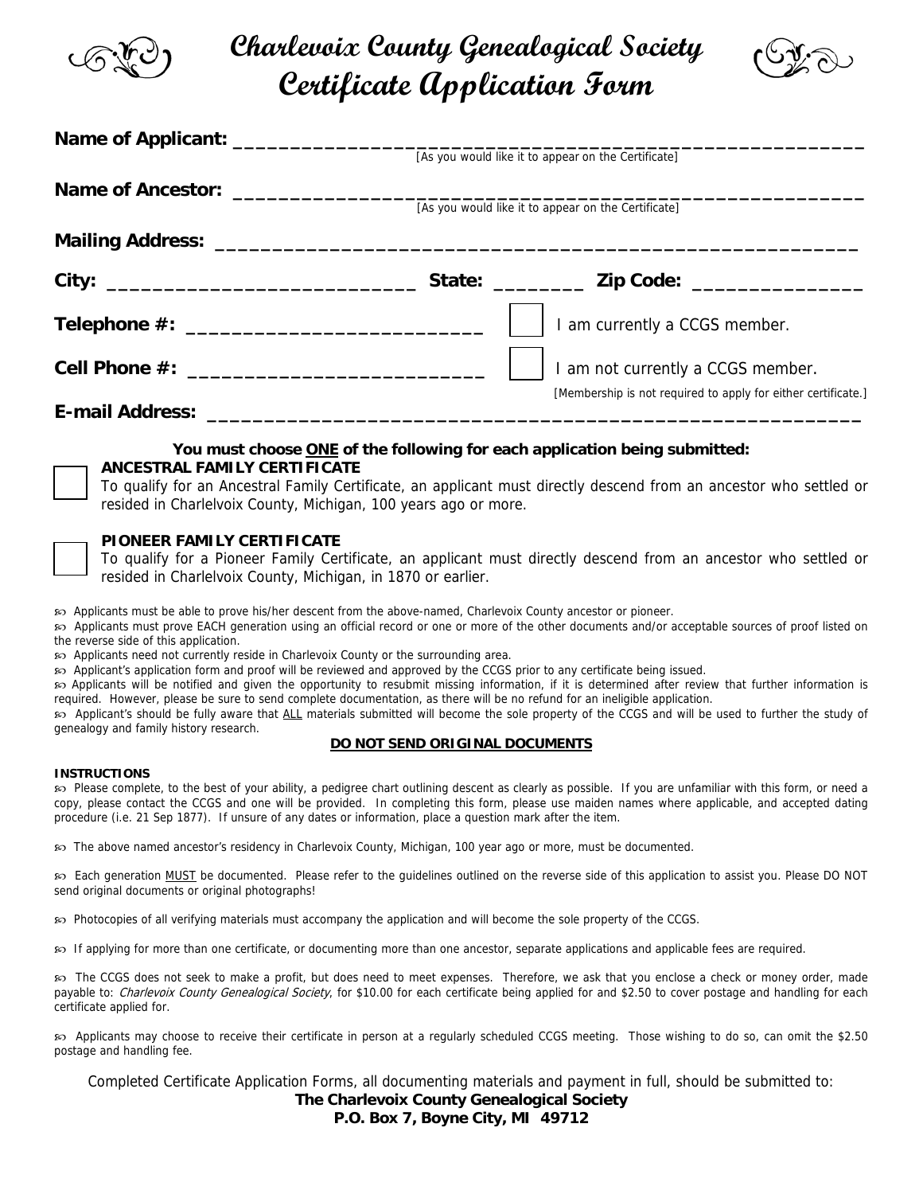# Charlevoix County Genealogical Society
# Certificate Application Form

**Name of Applicant:** ____________________________________________________________
[As you would like it to appear on the Certificate]

**Name of Ancestor:** ____________________________________________________________
[As you would like it to appear on the Certificate]

**Mailing Address:** ____________________________________________________________

**City:** ____________________________ **State:** ________ **Zip Code:** _______________

**Telephone #:** __________________________ ☐ I am currently a CCGS member.

**Cell Phone #:** __________________________ ☐ I am not currently a CCGS member.

[Membership is not required to apply for either certificate.]

**E-mail Address:** ____________________________________________________________

**You must choose ONE of the following for each application being submitted:**

☐ **ANCESTRAL FAMILY CERTIFICATE**
To qualify for an Ancestral Family Certificate, an applicant must directly descend from an ancestor who settled or resided in Charlevoix County, Michigan, 100 years ago or more.

☐ **PIONEER FAMILY CERTIFICATE**
To qualify for a Pioneer Family Certificate, an applicant must directly descend from an ancestor who settled or resided in Charlevoix County, Michigan, in 1870 or earlier.

- Applicants must be able to prove his/her descent from the above-named, Charlevoix County ancestor or pioneer.
- Applicants must prove EACH generation using an official record or one or more of the other documents and/or acceptable sources of proof listed on the reverse side of this application.
- Applicants need not currently reside in Charlevoix County or the surrounding area.
- Applicant's application form and proof will be reviewed and approved by the CCGS prior to any certificate being issued.
- Applicants will be notified and given the opportunity to resubmit missing information, if it is determined after review that further information is required. However, please be sure to send complete documentation, as there will be no refund for an ineligible application.
- Applicant's should be fully aware that ALL materials submitted will become the sole property of the CCGS and will be used to further the study of genealogy and family history research.

**DO NOT SEND ORIGINAL DOCUMENTS**

**INSTRUCTIONS**

- Please complete, to the best of your ability, a pedigree chart outlining descent as clearly as possible. If you are unfamiliar with this form, or need a copy, please contact the CCGS and one will be provided. In completing this form, please use maiden names where applicable, and accepted dating procedure (i.e. 21 Sep 1877). If unsure of any dates or information, place a question mark after the item.

- The above named ancestor's residency in Charlevoix County, Michigan, 100 year ago or more, must be documented.

- Each generation MUST be documented. Please refer to the guidelines outlined on the reverse side of this application to assist you. Please DO NOT send original documents or original photographs!

- Photocopies of all verifying materials must accompany the application and will become the sole property of the CCGS.

- If applying for more than one certificate, or documenting more than one ancestor, separate applications and applicable fees are required.

- The CCGS does not seek to make a profit, but does need to meet expenses. Therefore, we ask that you enclose a check or money order, made payable to: *Charlevoix County Genealogical Society*, for $10.00 for each certificate being applied for and $2.50 to cover postage and handling for each certificate applied for.

- Applicants may choose to receive their certificate in person at a regularly scheduled CCGS meeting. Those wishing to do so, can omit the $2.50 postage and handling fee.

Completed Certificate Application Forms, all documenting materials and payment in full, should be submitted to:
**The Charlevoix County Genealogical Society**
**P.O. Box 7, Boyne City, MI 49712**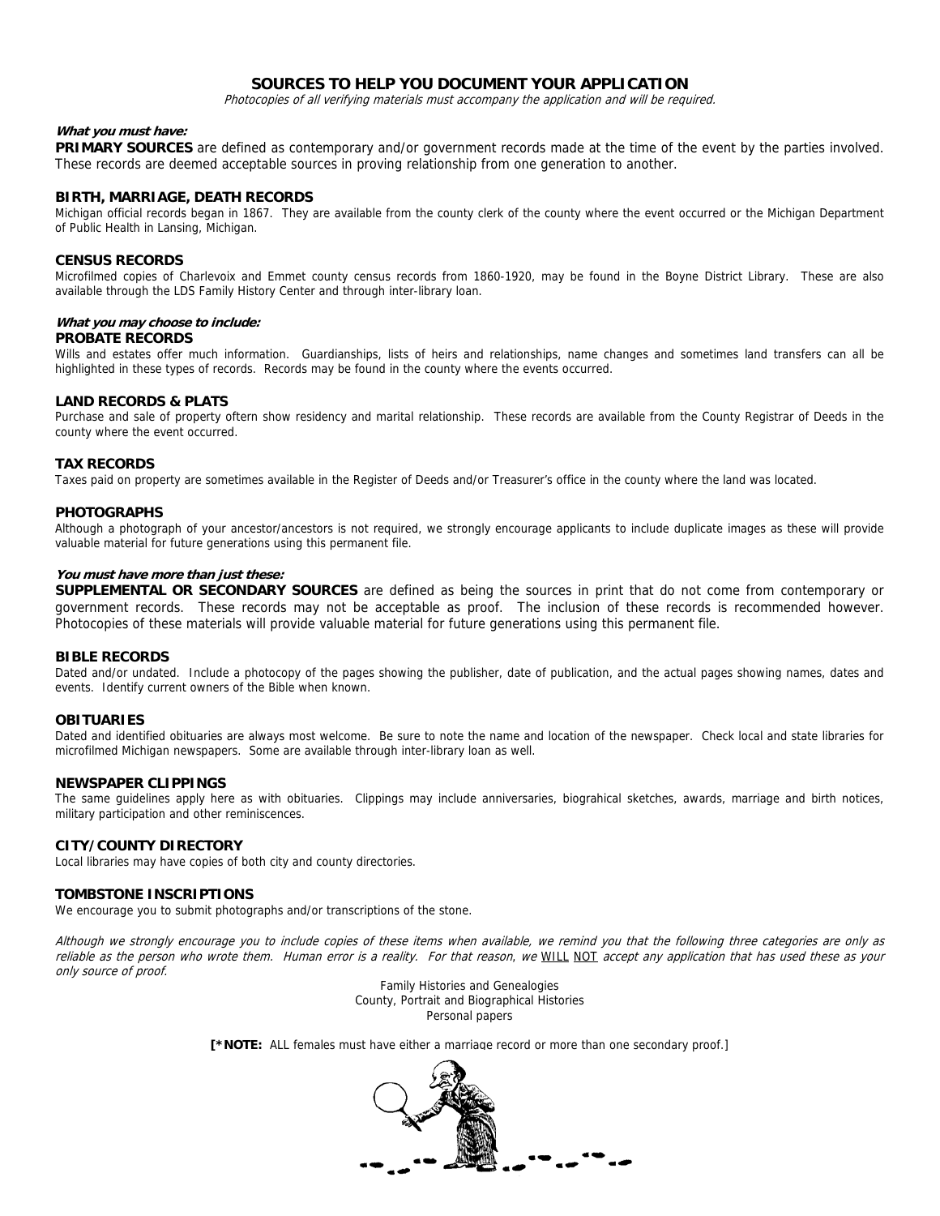# SOURCES TO HELP YOU DOCUMENT YOUR APPLICATION

*Photocopies of all verifying materials must accompany the application and will be required.*

***What you must have:***

**PRIMARY SOURCES** are defined as contemporary and/or government records made at the time of the event by the parties involved. These records are deemed acceptable sources in proving relationship from one generation to another.

### BIRTH, MARRIAGE, DEATH RECORDS

Michigan official records began in 1867. They are available from the county clerk of the county where the event occurred or the Michigan Department of Public Health in Lansing, Michigan.

### CENSUS RECORDS

Microfilmed copies of Charlevoix and Emmet county census records from 1860-1920, may be found in the Boyne District Library. These are also available through the LDS Family History Center and through inter-library loan.

***What you may choose to include:***

### PROBATE RECORDS

Wills and estates offer much information. Guardianships, lists of heirs and relationships, name changes and sometimes land transfers can all be highlighted in these types of records. Records may be found in the county where the events occurred.

### LAND RECORDS & PLATS

Purchase and sale of property oftern show residency and marital relationship. These records are available from the County Registrar of Deeds in the county where the event occurred.

### TAX RECORDS

Taxes paid on property are sometimes available in the Register of Deeds and/or Treasurer's office in the county where the land was located.

### PHOTOGRAPHS

Although a photograph of your ancestor/ancestors is not required, we strongly encourage applicants to include duplicate images as these will provide valuable material for future generations using this permanent file.

***You must have more than just these:***

**SUPPLEMENTAL OR SECONDARY SOURCES** are defined as being the sources in print that do not come from contemporary or government records. These records may not be acceptable as proof. The inclusion of these records is recommended however. Photocopies of these materials will provide valuable material for future generations using this permanent file.

### BIBLE RECORDS

Dated and/or undated. Include a photocopy of the pages showing the publisher, date of publication, and the actual pages showing names, dates and events. Identify current owners of the Bible when known.

### OBITUARIES

Dated and identified obituaries are always most welcome. Be sure to note the name and location of the newspaper. Check local and state libraries for microfilmed Michigan newspapers. Some are available through inter-library loan as well.

### NEWSPAPER CLIPPINGS

The same guidelines apply here as with obituaries. Clippings may include anniversaries, biograhical sketches, awards, marriage and birth notices, military participation and other reminiscences.

### CITY/COUNTY DIRECTORY

Local libraries may have copies of both city and county directories.

### TOMBSTONE INSCRIPTIONS

We encourage you to submit photographs and/or transcriptions of the stone.

*Although we strongly encourage you to include copies of these items when available, we remind you that the following three categories are only as reliable as the person who wrote them. Human error is a reality. For that reason, we WILL NOT accept any application that has used these as your only source of proof.*

Family Histories and Genealogies
County, Portrait and Biographical Histories
Personal papers

**[*NOTE:** ALL females must have either a marriage record or more than one secondary proof.]